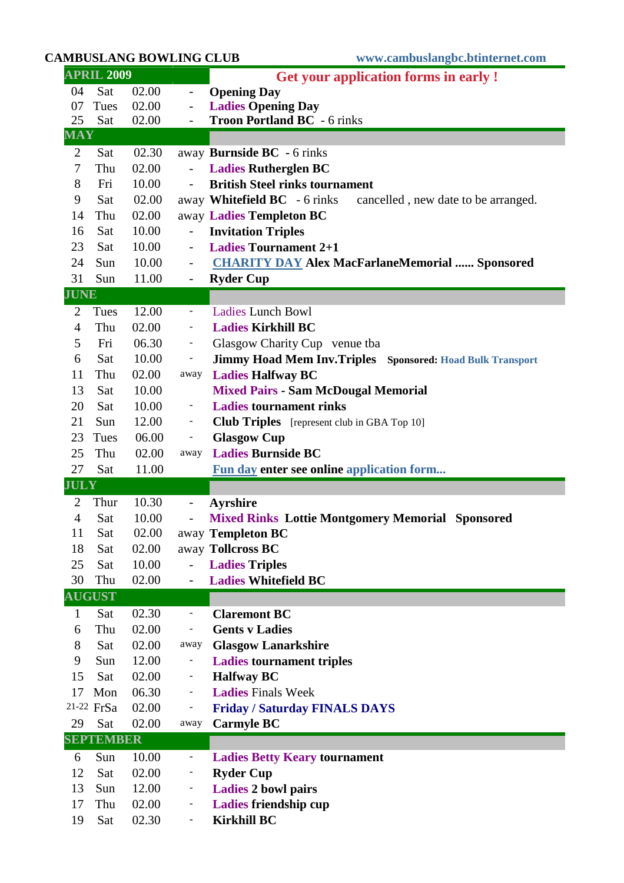**CAMBUSLANG BOWLING CLUB** www.cambuslangbc.btinternet.com

| APRIL 2009 | | | | Get your application forms in early ! |
|---|---|---|---|---|
| 04 | Sat | 02.00 | - | **Opening Day** |
| 07 | Tues | 02.00 | - | **Ladies Opening Day** |
| 25 | Sat | 02.00 | - | **Troon Portland BC** - 6 rinks |
| **MAY** | | | | |
| 2 | Sat | 02.30 | away | **Burnside BC** - 6 rinks |
| 7 | Thu | 02.00 | - | **Ladies Rutherglen BC** |
| 8 | Fri | 10.00 | - | **British Steel rinks tournament** |
| 9 | Sat | 02.00 | away | **Whitefield BC** - 6 rinks cancelled , new date to be arranged. |
| 14 | Thu | 02.00 | away | **Ladies Templeton BC** |
| 16 | Sat | 10.00 | - | **Invitation Triples** |
| 23 | Sat | 10.00 | - | **Ladies Tournament 2+1** |
| 24 | Sun | 10.00 | - | **CHARITY DAY Alex MacFarlaneMemorial ...... Sponsored** |
| 31 | Sun | 11.00 | - | **Ryder Cup** |
| **JUNE** | | | | |
| 2 | Tues | 12.00 | - | Ladies Lunch Bowl |
| 4 | Thu | 02.00 | - | **Ladies Kirkhill BC** |
| 5 | Fri | 06.30 | - | Glasgow Charity Cup venue tba |
| 6 | Sat | 10.00 | - | **Jimmy Hoad Mem Inv.Triples** **Sponsored: Hoad Bulk Transport** |
| 11 | Thu | 02.00 | away | **Ladies Halfway BC** |
| 13 | Sat | 10.00 | | **Mixed Pairs - Sam McDougal Memorial** |
| 20 | Sat | 10.00 | - | **Ladies tournament rinks** |
| 21 | Sun | 12.00 | - | **Club Triples** [represent club in GBA Top 10] |
| 23 | Tues | 06.00 | - | **Glasgow Cup** |
| 25 | Thu | 02.00 | away | **Ladies Burnside BC** |
| 27 | Sat | 11.00 | | **Fun day enter see online application form...** |
| **JULY** | | | | |
| 2 | Thur | 10.30 | - | **Ayrshire** |
| 4 | Sat | 10.00 | - | **Mixed Rinks Lottie Montgomery Memorial Sponsored** |
| 11 | Sat | 02.00 | away | **Templeton BC** |
| 18 | Sat | 02.00 | away | **Tollcross BC** |
| 25 | Sat | 10.00 | - | **Ladies Triples** |
| 30 | Thu | 02.00 | - | **Ladies Whitefield BC** |
| **AUGUST** | | | | |
| 1 | Sat | 02.30 | - | **Claremont BC** |
| 6 | Thu | 02.00 | - | **Gents v Ladies** |
| 8 | Sat | 02.00 | away | **Glasgow Lanarkshire** |
| 9 | Sun | 12.00 | - | **Ladies tournament triples** |
| 15 | Sat | 02.00 | - | **Halfway BC** |
| 17 | Mon | 06.30 | - | Ladies Finals Week |
| 21-22 | FrSa | 02.00 | - | **Friday / Saturday FINALS DAYS** |
| 29 | Sat | 02.00 | away | **Carmyle BC** |
| **SEPTEMBER** | | | | |
| 6 | Sun | 10.00 | - | **Ladies Betty Keary tournament** |
| 12 | Sat | 02.00 | - | **Ryder Cup** |
| 13 | Sun | 12.00 | - | **Ladies 2 bowl pairs** |
| 17 | Thu | 02.00 | - | **Ladies friendship cup** |
| 19 | Sat | 02.30 | - | **Kirkhill BC** |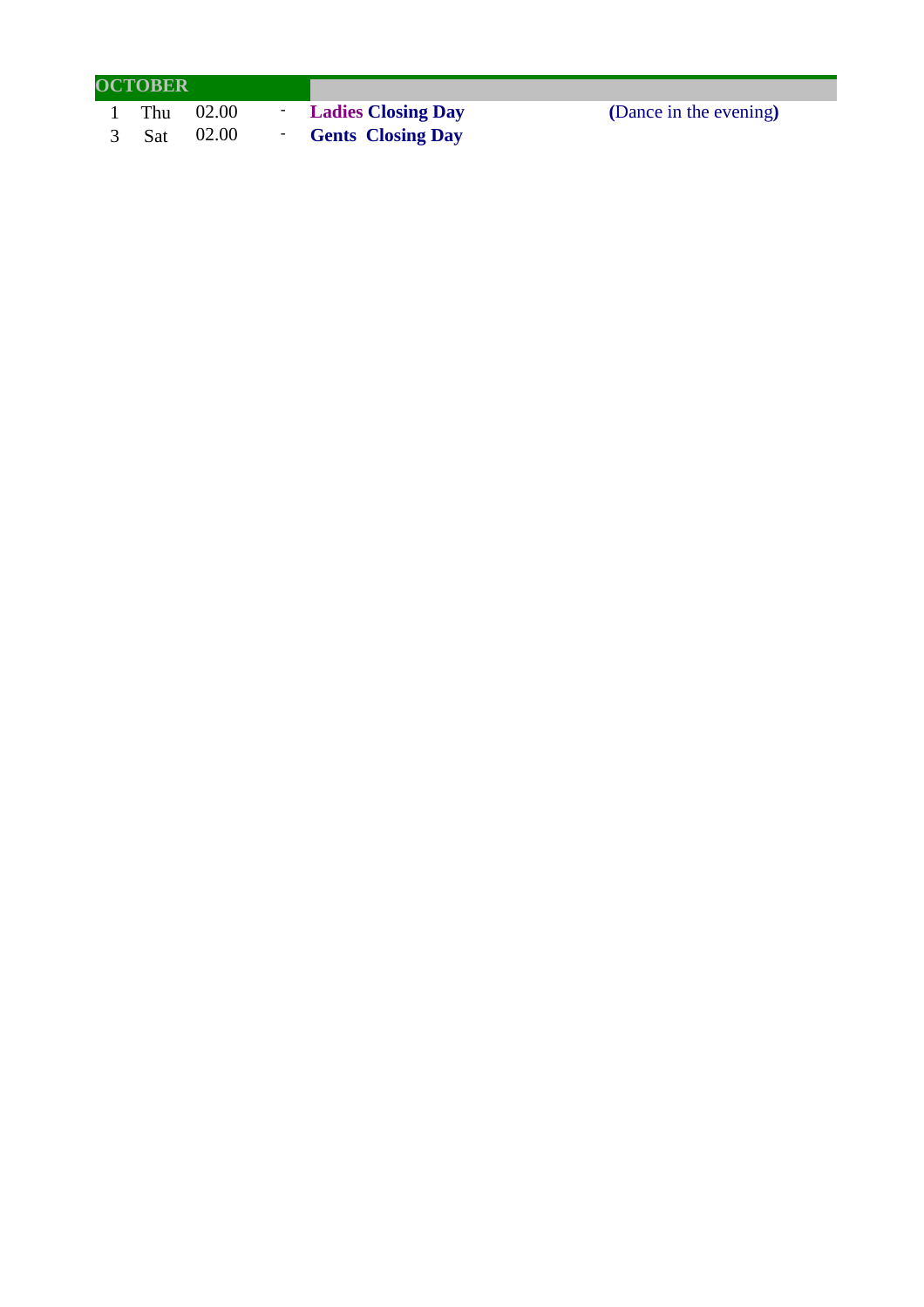## OCTOBER

| | | | | | |
|---|---|---|---|---|---|
| 1 | Thu | 02.00 | - | **Ladies Closing Day** | (Dance in the evening) |
| 3 | Sat | 02.00 | - | **Gents Closing Day** | |